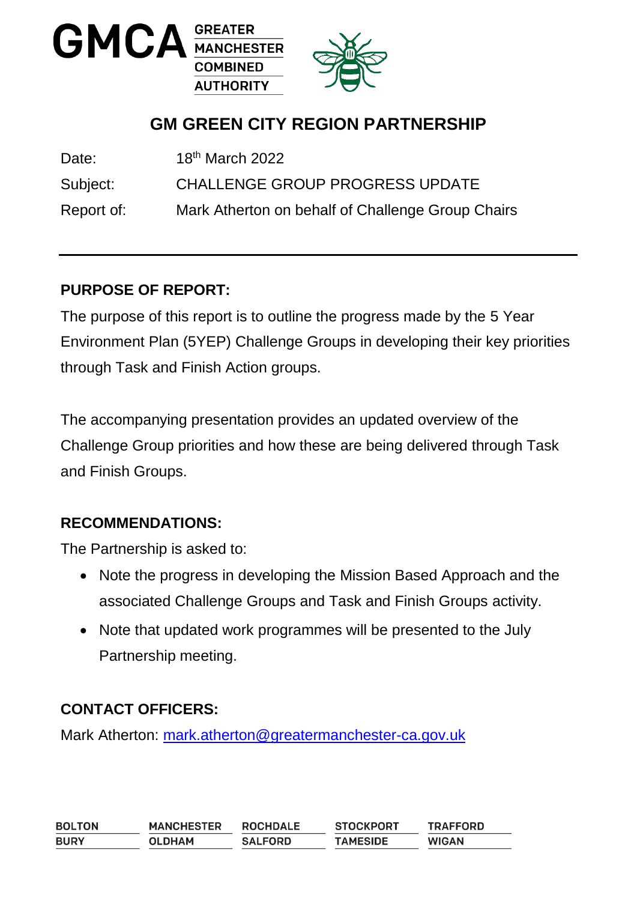# GM GREEN CITY REGION PARTNERSHIP

| | |
|---|---|
| Date: | 18th March 2022 |
| Subject: | CHALLENGE GROUP PROGRESS UPDATE |
| Report of: | Mark Atherton on behalf of Challenge Group Chairs |

---

**PURPOSE OF REPORT:**

The purpose of this report is to outline the progress made by the 5 Year Environment Plan (5YEP) Challenge Groups in developing their key priorities through Task and Finish Action groups.

The accompanying presentation provides an updated overview of the Challenge Group priorities and how these are being delivered through Task and Finish Groups.

**RECOMMENDATIONS:**

The Partnership is asked to:

- Note the progress in developing the Mission Based Approach and the associated Challenge Groups and Task and Finish Groups activity.
- Note that updated work programmes will be presented to the July Partnership meeting.

**CONTACT OFFICERS:**

Mark Atherton: mark.atherton@greatermanchester-ca.gov.uk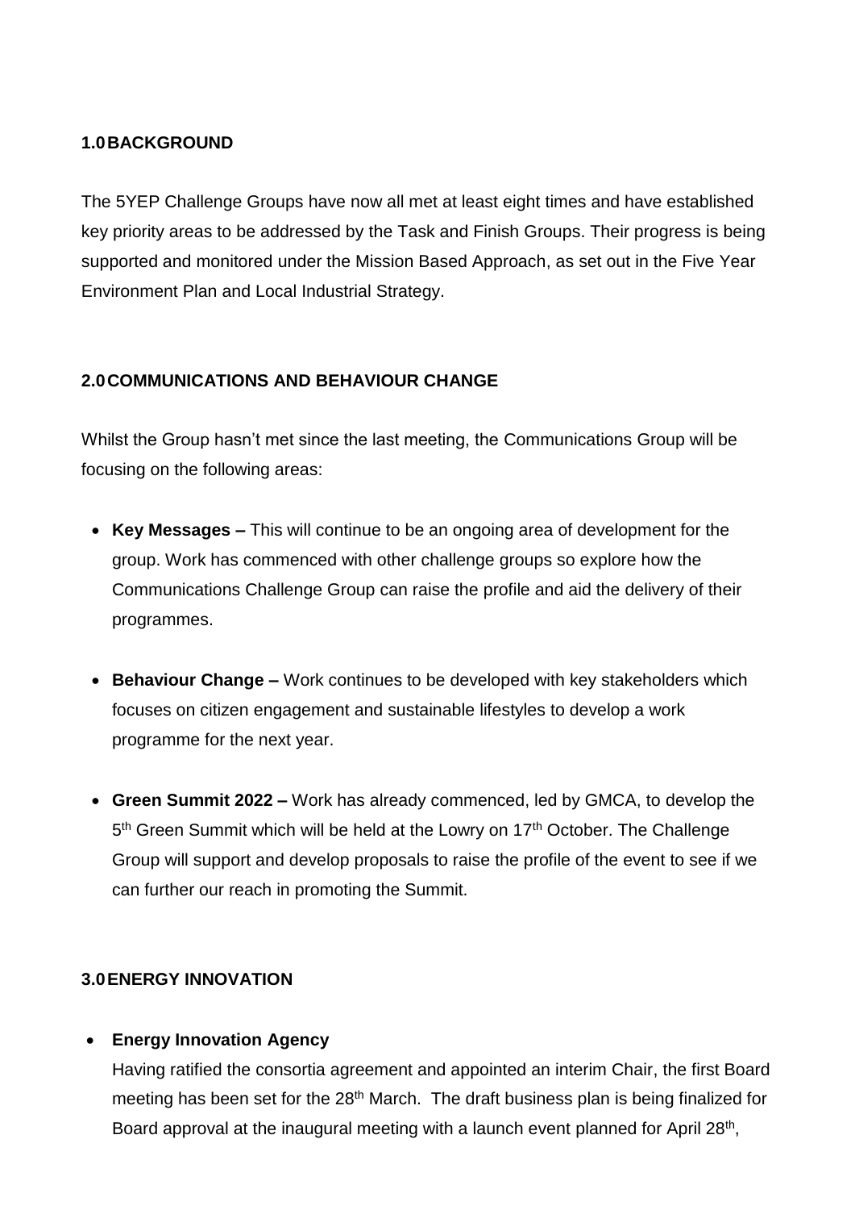## 1.0 BACKGROUND

The 5YEP Challenge Groups have now all met at least eight times and have established key priority areas to be addressed by the Task and Finish Groups. Their progress is being supported and monitored under the Mission Based Approach, as set out in the Five Year Environment Plan and Local Industrial Strategy.

## 2.0 COMMUNICATIONS AND BEHAVIOUR CHANGE

Whilst the Group hasn't met since the last meeting, the Communications Group will be focusing on the following areas:

- **Key Messages –** This will continue to be an ongoing area of development for the group. Work has commenced with other challenge groups so explore how the Communications Challenge Group can raise the profile and aid the delivery of their programmes.
- **Behaviour Change –** Work continues to be developed with key stakeholders which focuses on citizen engagement and sustainable lifestyles to develop a work programme for the next year.
- **Green Summit 2022 –** Work has already commenced, led by GMCA, to develop the 5th Green Summit which will be held at the Lowry on 17th October. The Challenge Group will support and develop proposals to raise the profile of the event to see if we can further our reach in promoting the Summit.

## 3.0 ENERGY INNOVATION

- **Energy Innovation Agency**
  Having ratified the consortia agreement and appointed an interim Chair, the first Board meeting has been set for the 28th March. The draft business plan is being finalized for Board approval at the inaugural meeting with a launch event planned for April 28th,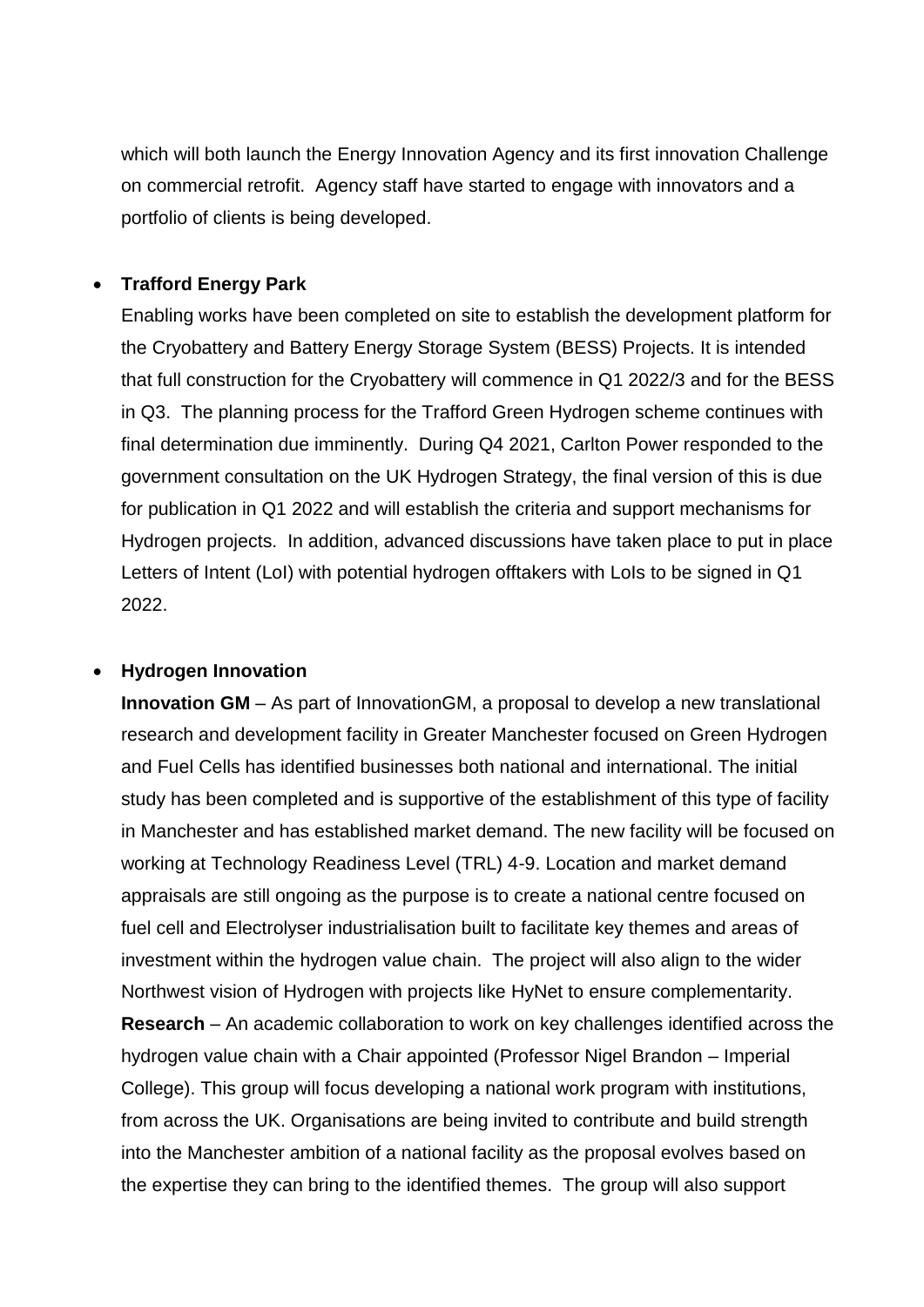which will both launch the Energy Innovation Agency and its first innovation Challenge on commercial retrofit. Agency staff have started to engage with innovators and a portfolio of clients is being developed.

- **Trafford Energy Park**

  Enabling works have been completed on site to establish the development platform for the Cryobattery and Battery Energy Storage System (BESS) Projects. It is intended that full construction for the Cryobattery will commence in Q1 2022/3 and for the BESS in Q3. The planning process for the Trafford Green Hydrogen scheme continues with final determination due imminently. During Q4 2021, Carlton Power responded to the government consultation on the UK Hydrogen Strategy, the final version of this is due for publication in Q1 2022 and will establish the criteria and support mechanisms for Hydrogen projects. In addition, advanced discussions have taken place to put in place Letters of Intent (LoI) with potential hydrogen offtakers with LoIs to be signed in Q1 2022.

- **Hydrogen Innovation**

  **Innovation GM** – As part of InnovationGM, a proposal to develop a new translational research and development facility in Greater Manchester focused on Green Hydrogen and Fuel Cells has identified businesses both national and international. The initial study has been completed and is supportive of the establishment of this type of facility in Manchester and has established market demand. The new facility will be focused on working at Technology Readiness Level (TRL) 4-9. Location and market demand appraisals are still ongoing as the purpose is to create a national centre focused on fuel cell and Electrolyser industrialisation built to facilitate key themes and areas of investment within the hydrogen value chain. The project will also align to the wider Northwest vision of Hydrogen with projects like HyNet to ensure complementarity.

  **Research** – An academic collaboration to work on key challenges identified across the hydrogen value chain with a Chair appointed (Professor Nigel Brandon – Imperial College). This group will focus developing a national work program with institutions, from across the UK. Organisations are being invited to contribute and build strength into the Manchester ambition of a national facility as the proposal evolves based on the expertise they can bring to the identified themes. The group will also support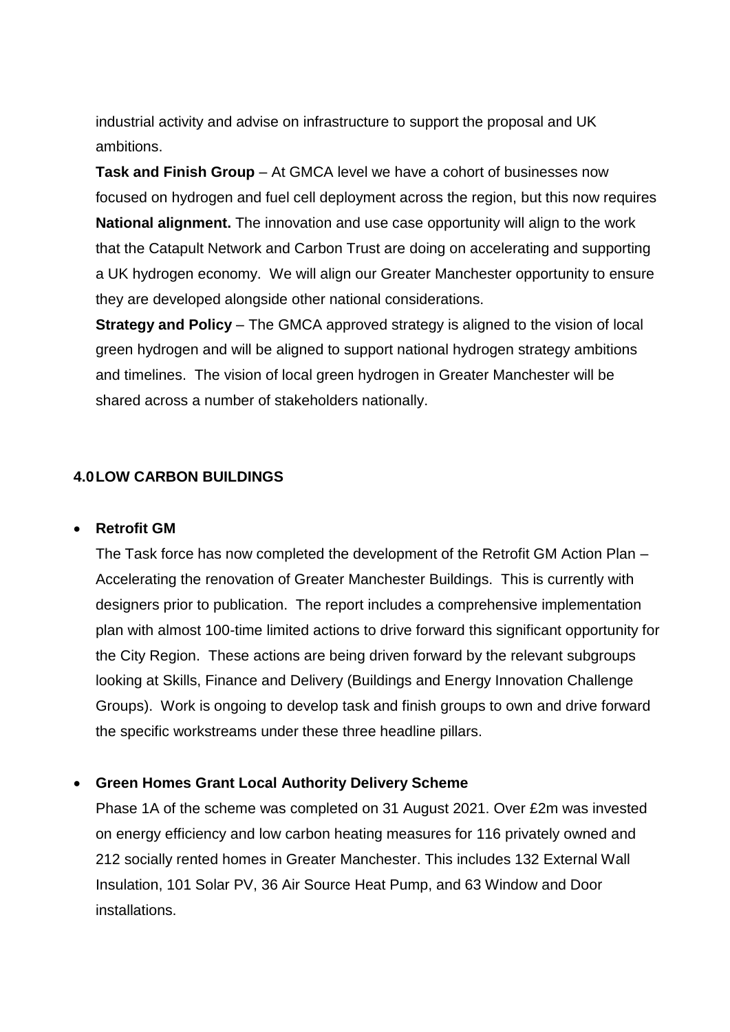industrial activity and advise on infrastructure to support the proposal and UK ambitions.

**Task and Finish Group** – At GMCA level we have a cohort of businesses now focused on hydrogen and fuel cell deployment across the region, but this now requires **National alignment.** The innovation and use case opportunity will align to the work that the Catapult Network and Carbon Trust are doing on accelerating and supporting a UK hydrogen economy. We will align our Greater Manchester opportunity to ensure they are developed alongside other national considerations.

**Strategy and Policy** – The GMCA approved strategy is aligned to the vision of local green hydrogen and will be aligned to support national hydrogen strategy ambitions and timelines. The vision of local green hydrogen in Greater Manchester will be shared across a number of stakeholders nationally.

## 4.0 LOW CARBON BUILDINGS

- **Retrofit GM**

  The Task force has now completed the development of the Retrofit GM Action Plan – Accelerating the renovation of Greater Manchester Buildings. This is currently with designers prior to publication. The report includes a comprehensive implementation plan with almost 100-time limited actions to drive forward this significant opportunity for the City Region. These actions are being driven forward by the relevant subgroups looking at Skills, Finance and Delivery (Buildings and Energy Innovation Challenge Groups). Work is ongoing to develop task and finish groups to own and drive forward the specific workstreams under these three headline pillars.

- **Green Homes Grant Local Authority Delivery Scheme**

  Phase 1A of the scheme was completed on 31 August 2021. Over £2m was invested on energy efficiency and low carbon heating measures for 116 privately owned and 212 socially rented homes in Greater Manchester. This includes 132 External Wall Insulation, 101 Solar PV, 36 Air Source Heat Pump, and 63 Window and Door installations.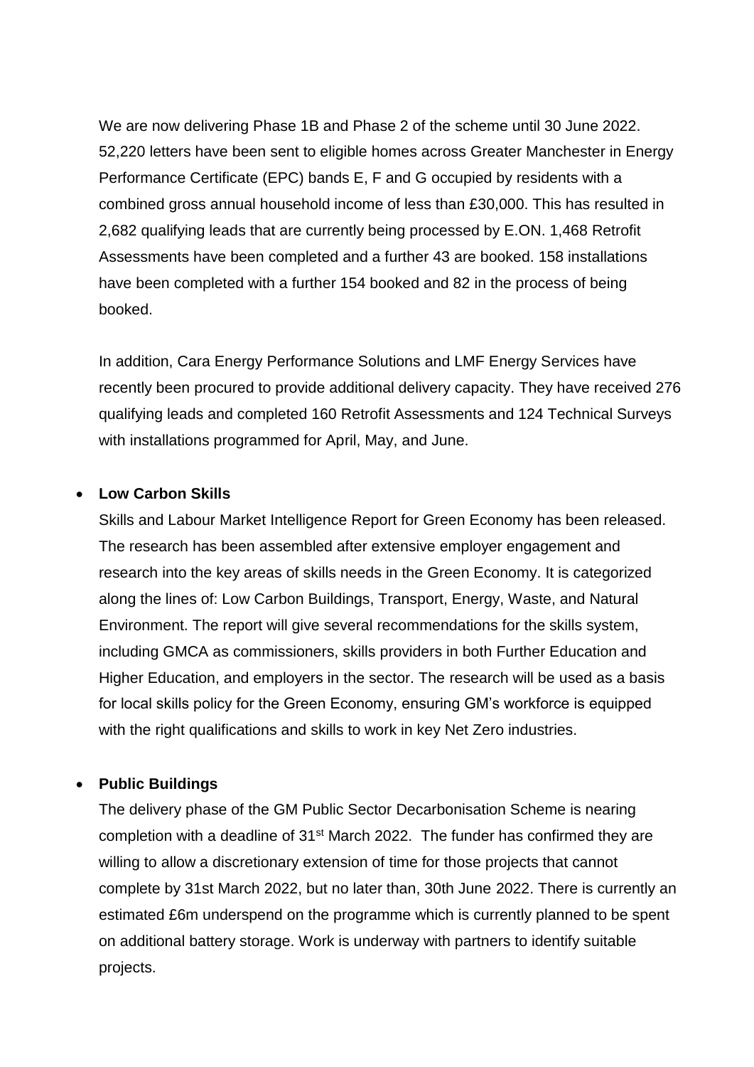We are now delivering Phase 1B and Phase 2 of the scheme until 30 June 2022. 52,220 letters have been sent to eligible homes across Greater Manchester in Energy Performance Certificate (EPC) bands E, F and G occupied by residents with a combined gross annual household income of less than £30,000. This has resulted in 2,682 qualifying leads that are currently being processed by E.ON. 1,468 Retrofit Assessments have been completed and a further 43 are booked. 158 installations have been completed with a further 154 booked and 82 in the process of being booked.

In addition, Cara Energy Performance Solutions and LMF Energy Services have recently been procured to provide additional delivery capacity. They have received 276 qualifying leads and completed 160 Retrofit Assessments and 124 Technical Surveys with installations programmed for April, May, and June.

- **Low Carbon Skills**

  Skills and Labour Market Intelligence Report for Green Economy has been released. The research has been assembled after extensive employer engagement and research into the key areas of skills needs in the Green Economy. It is categorized along the lines of: Low Carbon Buildings, Transport, Energy, Waste, and Natural Environment. The report will give several recommendations for the skills system, including GMCA as commissioners, skills providers in both Further Education and Higher Education, and employers in the sector. The research will be used as a basis for local skills policy for the Green Economy, ensuring GM's workforce is equipped with the right qualifications and skills to work in key Net Zero industries.

- **Public Buildings**

  The delivery phase of the GM Public Sector Decarbonisation Scheme is nearing completion with a deadline of 31st March 2022. The funder has confirmed they are willing to allow a discretionary extension of time for those projects that cannot complete by 31st March 2022, but no later than, 30th June 2022. There is currently an estimated £6m underspend on the programme which is currently planned to be spent on additional battery storage. Work is underway with partners to identify suitable projects.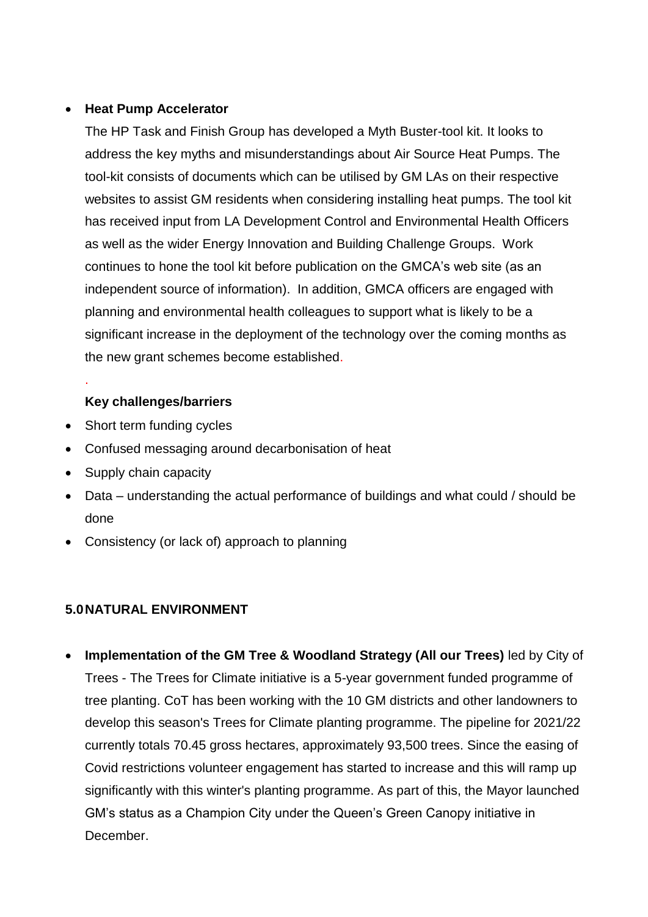- **Heat Pump Accelerator**

  The HP Task and Finish Group has developed a Myth Buster-tool kit. It looks to address the key myths and misunderstandings about Air Source Heat Pumps. The tool-kit consists of documents which can be utilised by GM LAs on their respective websites to assist GM residents when considering installing heat pumps. The tool kit has received input from LA Development Control and Environmental Health Officers as well as the wider Energy Innovation and Building Challenge Groups. Work continues to hone the tool kit before publication on the GMCA's web site (as an independent source of information). In addition, GMCA officers are engaged with planning and environmental health colleagues to support what is likely to be a significant increase in the deployment of the technology over the coming months as the new grant schemes become established.

  .

  **Key challenges/barriers**

- Short term funding cycles
- Confused messaging around decarbonisation of heat
- Supply chain capacity
- Data – understanding the actual performance of buildings and what could / should be done
- Consistency (or lack of) approach to planning

## 5.0 NATURAL ENVIRONMENT

- **Implementation of the GM Tree & Woodland Strategy (All our Trees)** led by City of Trees - The Trees for Climate initiative is a 5-year government funded programme of tree planting. CoT has been working with the 10 GM districts and other landowners to develop this season's Trees for Climate planting programme. The pipeline for 2021/22 currently totals 70.45 gross hectares, approximately 93,500 trees. Since the easing of Covid restrictions volunteer engagement has started to increase and this will ramp up significantly with this winter's planting programme. As part of this, the Mayor launched GM's status as a Champion City under the Queen's Green Canopy initiative in December.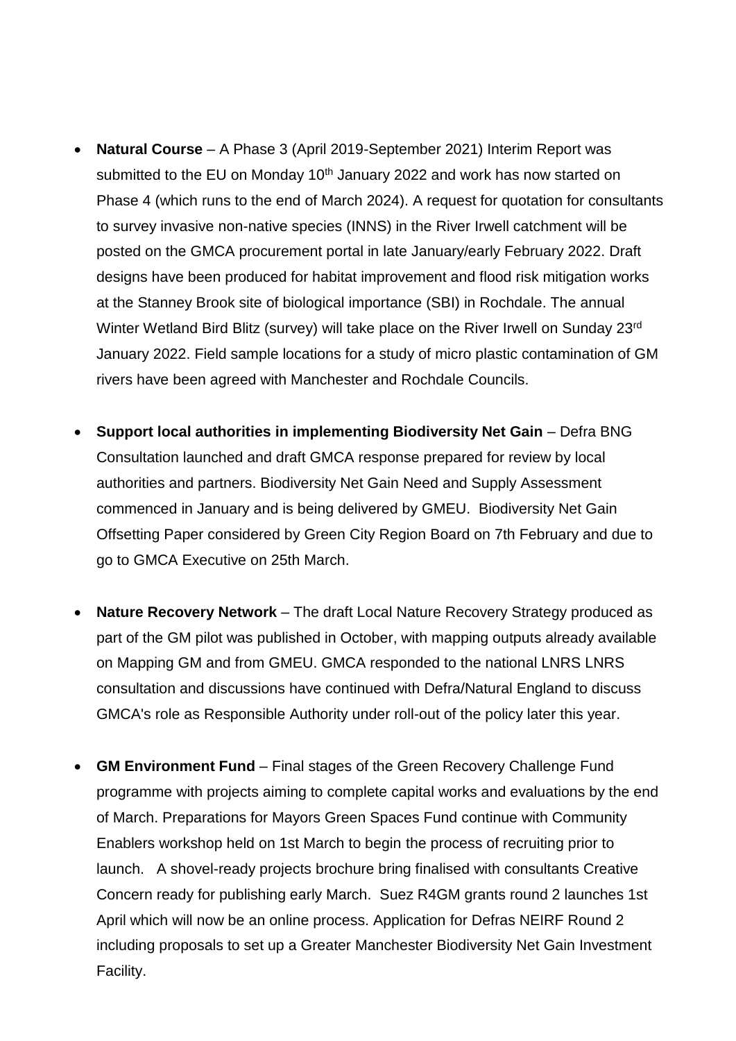- **Natural Course** – A Phase 3 (April 2019-September 2021) Interim Report was submitted to the EU on Monday 10th January 2022 and work has now started on Phase 4 (which runs to the end of March 2024). A request for quotation for consultants to survey invasive non-native species (INNS) in the River Irwell catchment will be posted on the GMCA procurement portal in late January/early February 2022. Draft designs have been produced for habitat improvement and flood risk mitigation works at the Stanney Brook site of biological importance (SBI) in Rochdale. The annual Winter Wetland Bird Blitz (survey) will take place on the River Irwell on Sunday 23rd January 2022. Field sample locations for a study of micro plastic contamination of GM rivers have been agreed with Manchester and Rochdale Councils.

- **Support local authorities in implementing Biodiversity Net Gain** – Defra BNG Consultation launched and draft GMCA response prepared for review by local authorities and partners. Biodiversity Net Gain Need and Supply Assessment commenced in January and is being delivered by GMEU. Biodiversity Net Gain Offsetting Paper considered by Green City Region Board on 7th February and due to go to GMCA Executive on 25th March.

- **Nature Recovery Network** – The draft Local Nature Recovery Strategy produced as part of the GM pilot was published in October, with mapping outputs already available on Mapping GM and from GMEU. GMCA responded to the national LNRS LNRS consultation and discussions have continued with Defra/Natural England to discuss GMCA's role as Responsible Authority under roll-out of the policy later this year.

- **GM Environment Fund** – Final stages of the Green Recovery Challenge Fund programme with projects aiming to complete capital works and evaluations by the end of March. Preparations for Mayors Green Spaces Fund continue with Community Enablers workshop held on 1st March to begin the process of recruiting prior to launch. A shovel-ready projects brochure bring finalised with consultants Creative Concern ready for publishing early March. Suez R4GM grants round 2 launches 1st April which will now be an online process. Application for Defras NEIRF Round 2 including proposals to set up a Greater Manchester Biodiversity Net Gain Investment Facility.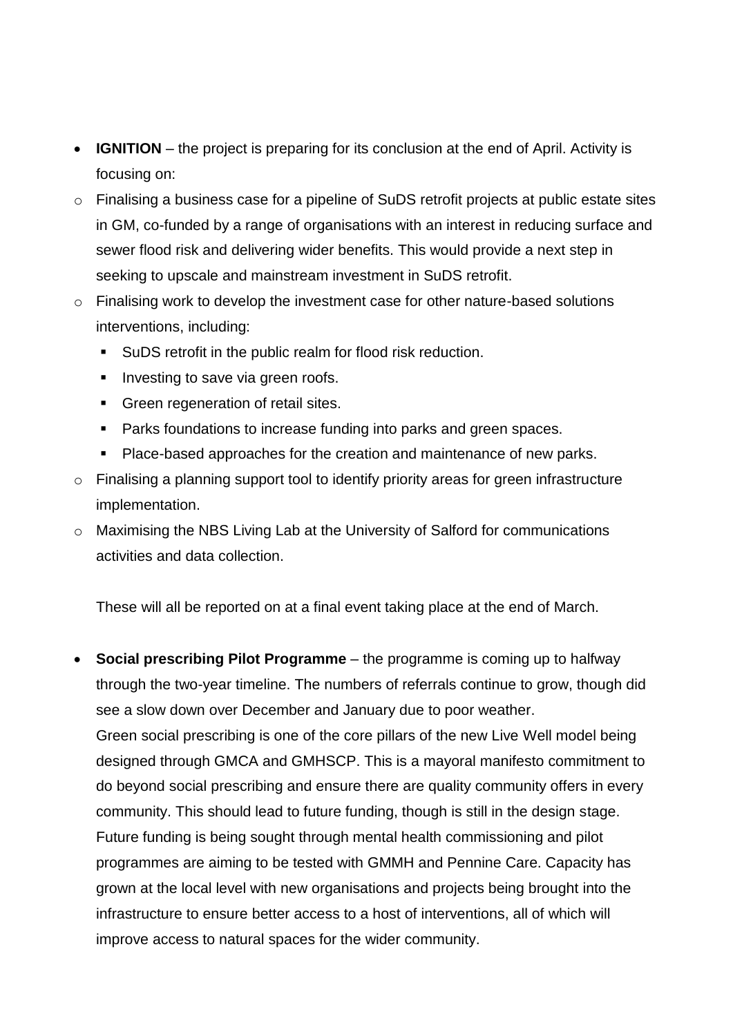- **IGNITION** – the project is preparing for its conclusion at the end of April. Activity is focusing on:
  - Finalising a business case for a pipeline of SuDS retrofit projects at public estate sites in GM, co-funded by a range of organisations with an interest in reducing surface and sewer flood risk and delivering wider benefits. This would provide a next step in seeking to upscale and mainstream investment in SuDS retrofit.
  - Finalising work to develop the investment case for other nature-based solutions interventions, including:
    - SuDS retrofit in the public realm for flood risk reduction.
    - Investing to save via green roofs.
    - Green regeneration of retail sites.
    - Parks foundations to increase funding into parks and green spaces.
    - Place-based approaches for the creation and maintenance of new parks.
  - Finalising a planning support tool to identify priority areas for green infrastructure implementation.
  - Maximising the NBS Living Lab at the University of Salford for communications activities and data collection.

  These will all be reported on at a final event taking place at the end of March.

- **Social prescribing Pilot Programme** – the programme is coming up to halfway through the two-year timeline. The numbers of referrals continue to grow, though did see a slow down over December and January due to poor weather.
  Green social prescribing is one of the core pillars of the new Live Well model being designed through GMCA and GMHSCP. This is a mayoral manifesto commitment to do beyond social prescribing and ensure there are quality community offers in every community. This should lead to future funding, though is still in the design stage. Future funding is being sought through mental health commissioning and pilot programmes are aiming to be tested with GMMH and Pennine Care. Capacity has grown at the local level with new organisations and projects being brought into the infrastructure to ensure better access to a host of interventions, all of which will improve access to natural spaces for the wider community.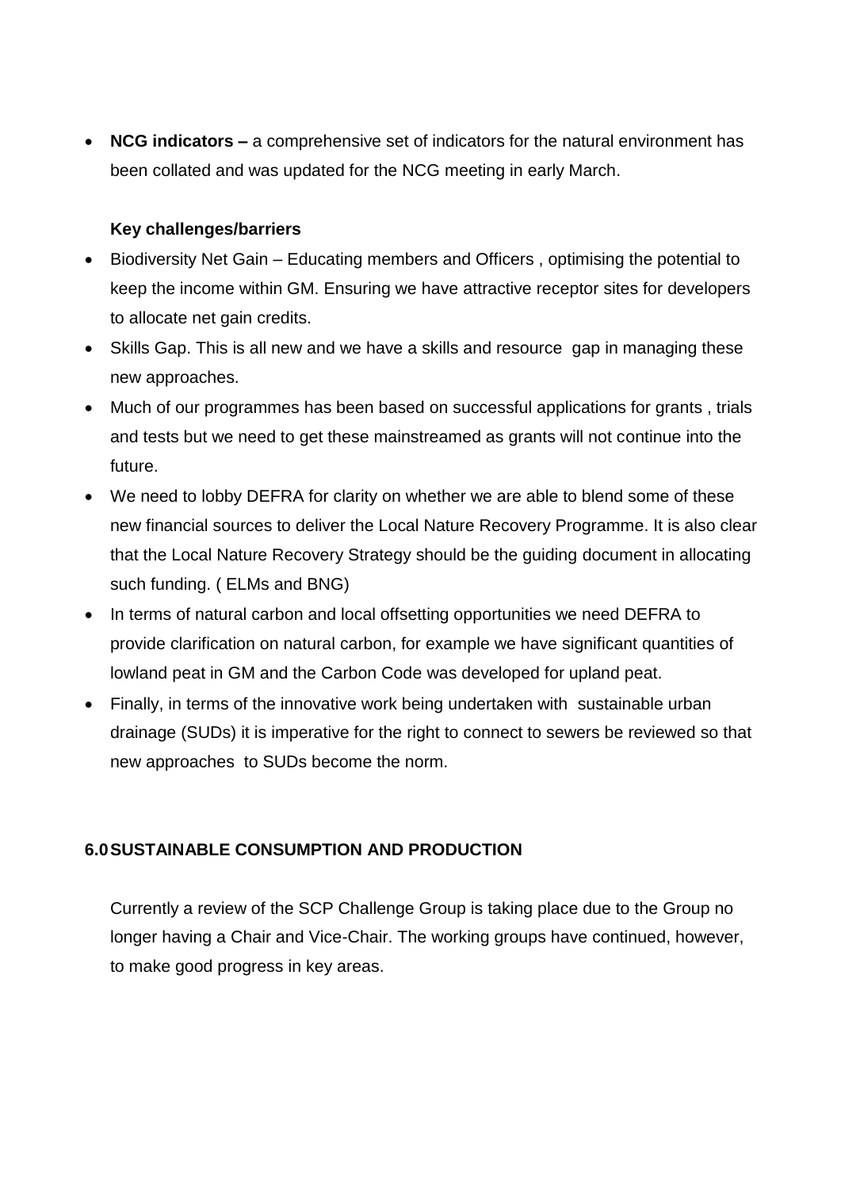- **NCG indicators –** a comprehensive set of indicators for the natural environment has been collated and was updated for the NCG meeting in early March.

**Key challenges/barriers**

- Biodiversity Net Gain – Educating members and Officers , optimising the potential to keep the income within GM. Ensuring we have attractive receptor sites for developers to allocate net gain credits.
- Skills Gap. This is all new and we have a skills and resource gap in managing these new approaches.
- Much of our programmes has been based on successful applications for grants , trials and tests but we need to get these mainstreamed as grants will not continue into the future.
- We need to lobby DEFRA for clarity on whether we are able to blend some of these new financial sources to deliver the Local Nature Recovery Programme. It is also clear that the Local Nature Recovery Strategy should be the guiding document in allocating such funding. ( ELMs and BNG)
- In terms of natural carbon and local offsetting opportunities we need DEFRA to provide clarification on natural carbon, for example we have significant quantities of lowland peat in GM and the Carbon Code was developed for upland peat.
- Finally, in terms of the innovative work being undertaken with sustainable urban drainage (SUDs) it is imperative for the right to connect to sewers be reviewed so that new approaches to SUDs become the norm.

## 6.0 SUSTAINABLE CONSUMPTION AND PRODUCTION

Currently a review of the SCP Challenge Group is taking place due to the Group no longer having a Chair and Vice-Chair. The working groups have continued, however, to make good progress in key areas.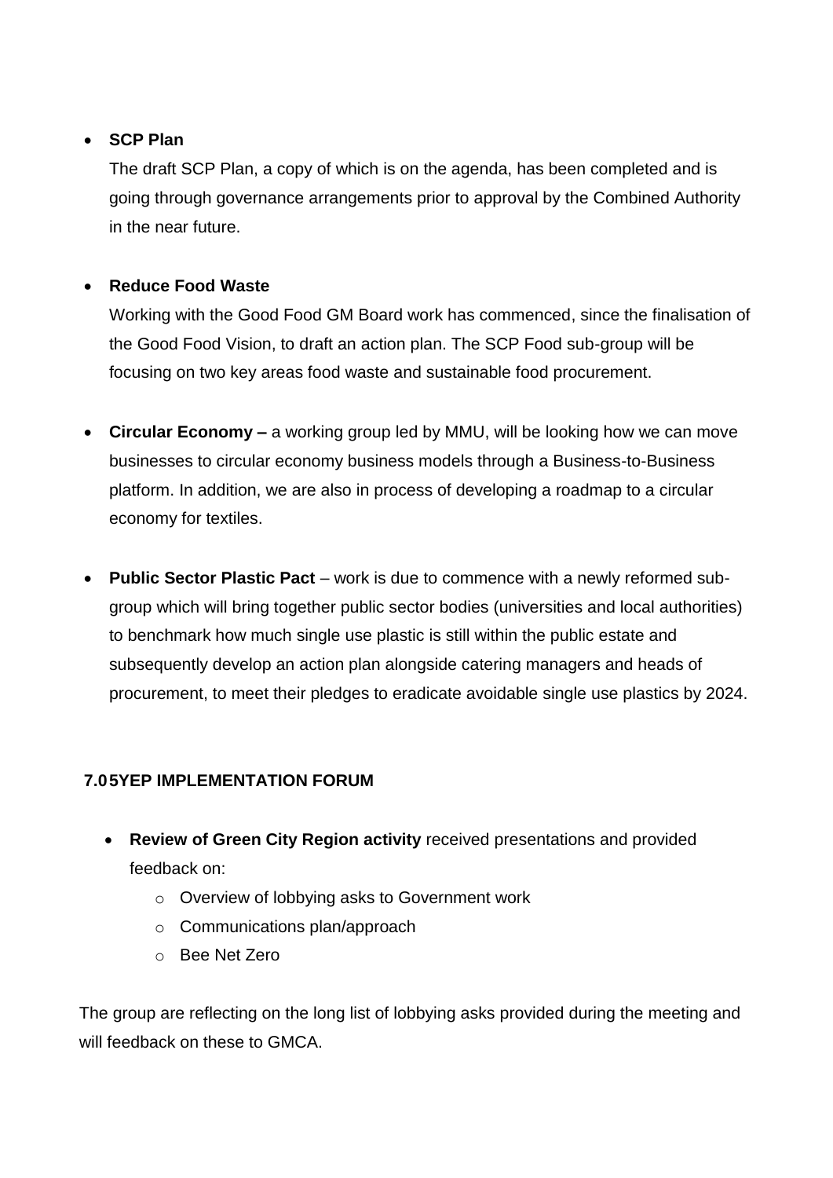- **SCP Plan**

  The draft SCP Plan, a copy of which is on the agenda, has been completed and is going through governance arrangements prior to approval by the Combined Authority in the near future.

- **Reduce Food Waste**

  Working with the Good Food GM Board work has commenced, since the finalisation of the Good Food Vision, to draft an action plan. The SCP Food sub-group will be focusing on two key areas food waste and sustainable food procurement.

- **Circular Economy –** a working group led by MMU, will be looking how we can move businesses to circular economy business models through a Business-to-Business platform. In addition, we are also in process of developing a roadmap to a circular economy for textiles.

- **Public Sector Plastic Pact** – work is due to commence with a newly reformed sub-group which will bring together public sector bodies (universities and local authorities) to benchmark how much single use plastic is still within the public estate and subsequently develop an action plan alongside catering managers and heads of procurement, to meet their pledges to eradicate avoidable single use plastics by 2024.

**7.0 5YEP IMPLEMENTATION FORUM**

- **Review of Green City Region activity** received presentations and provided feedback on:
  - Overview of lobbying asks to Government work
  - Communications plan/approach
  - Bee Net Zero

The group are reflecting on the long list of lobbying asks provided during the meeting and will feedback on these to GMCA.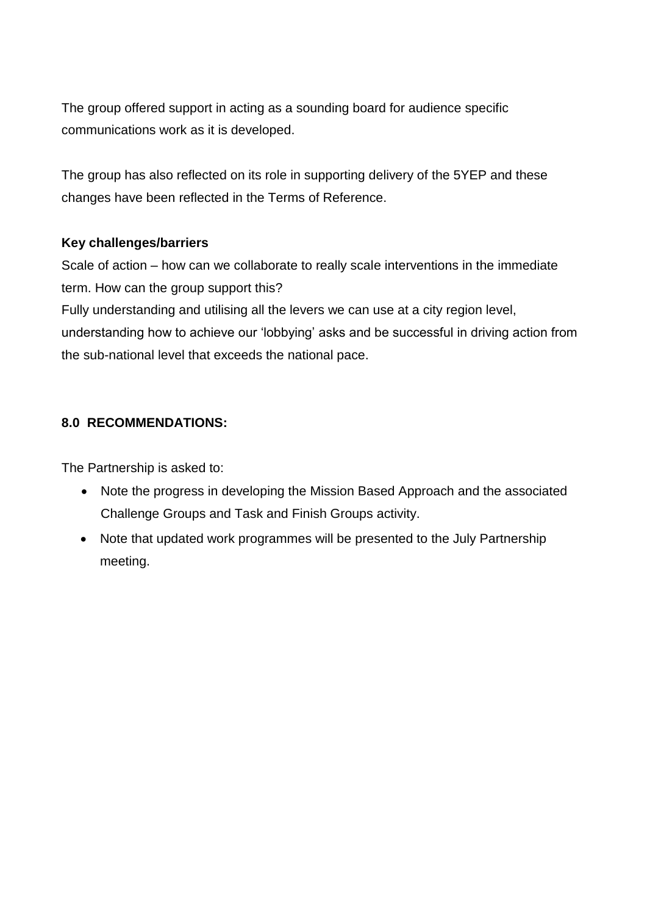The group offered support in acting as a sounding board for audience specific communications work as it is developed.

The group has also reflected on its role in supporting delivery of the 5YEP and these changes have been reflected in the Terms of Reference.

**Key challenges/barriers**

Scale of action – how can we collaborate to really scale interventions in the immediate term. How can the group support this?

Fully understanding and utilising all the levers we can use at a city region level, understanding how to achieve our 'lobbying' asks and be successful in driving action from the sub-national level that exceeds the national pace.

## 8.0 RECOMMENDATIONS:

The Partnership is asked to:

- Note the progress in developing the Mission Based Approach and the associated Challenge Groups and Task and Finish Groups activity.
- Note that updated work programmes will be presented to the July Partnership meeting.